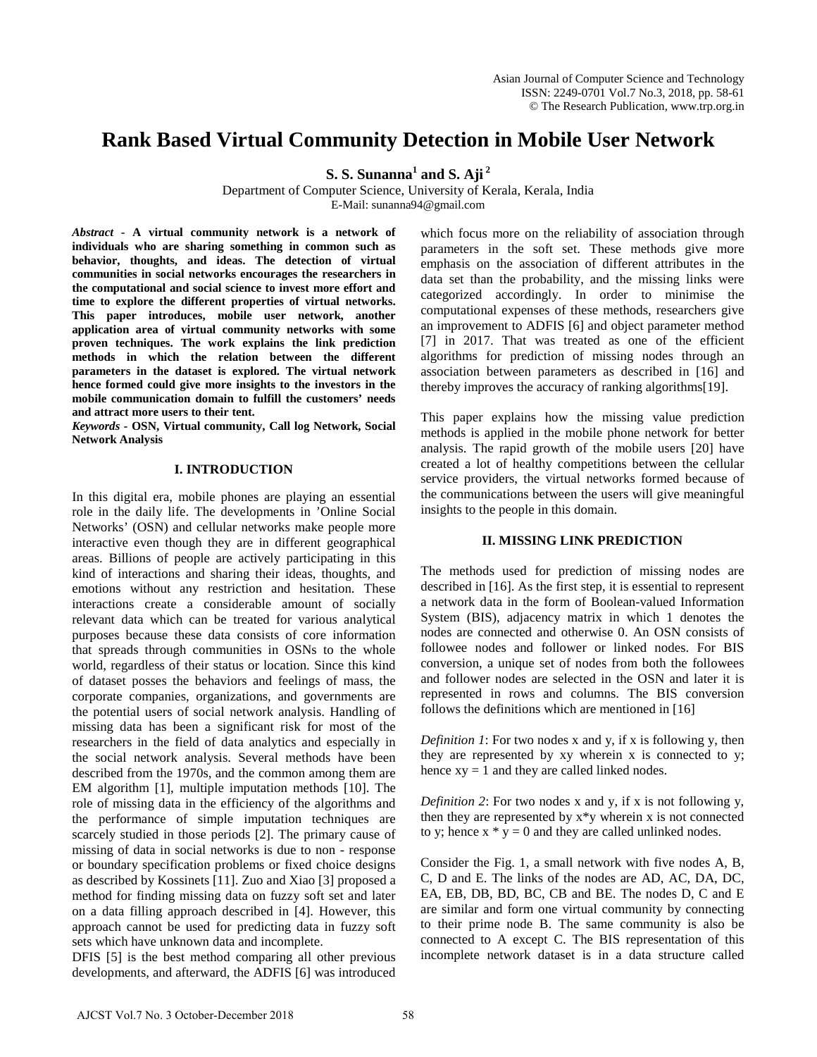# Rank Based Virtual Community Detection in Mobile User Network

**S. S. Sunanna[1] and S. Aji[2]**

Department of Computer Science, University of Kerala, Kerala, India
E-Mail: sunanna94@gmail.com

***Abstract*** **- A virtual community network is a network of individuals who are sharing something in common such as behavior, thoughts, and ideas. The detection of virtual communities in social networks encourages the researchers in the computational and social science to invest more effort and time to explore the different properties of virtual networks. This paper introduces, mobile user network, another application area of virtual community networks with some proven techniques. The work explains the link prediction methods in which the relation between the different parameters in the dataset is explored. The virtual network hence formed could give more insights to the investors in the mobile communication domain to fulfill the customers' needs and attract more users to their tent.**

***Keywords*** **- OSN, Virtual community, Call log Network, Social Network Analysis**

## I. INTRODUCTION

In this digital era, mobile phones are playing an essential role in the daily life. The developments in 'Online Social Networks' (OSN) and cellular networks make people more interactive even though they are in different geographical areas. Billions of people are actively participating in this kind of interactions and sharing their ideas, thoughts, and emotions without any restriction and hesitation. These interactions create a considerable amount of socially relevant data which can be treated for various analytical purposes because these data consists of core information that spreads through communities in OSNs to the whole world, regardless of their status or location. Since this kind of dataset posses the behaviors and feelings of mass, the corporate companies, organizations, and governments are the potential users of social network analysis. Handling of missing data has been a significant risk for most of the researchers in the field of data analytics and especially in the social network analysis. Several methods have been described from the 1970s, and the common among them are EM algorithm [1], multiple imputation methods [10]. The role of missing data in the efficiency of the algorithms and the performance of simple imputation techniques are scarcely studied in those periods [2]. The primary cause of missing of data in social networks is due to non - response or boundary specification problems or fixed choice designs as described by Kossinets [11]. Zuo and Xiao [3] proposed a method for finding missing data on fuzzy soft set and later on a data filling approach described in [4]. However, this approach cannot be used for predicting data in fuzzy soft sets which have unknown data and incomplete.

DFIS [5] is the best method comparing all other previous developments, and afterward, the ADFIS [6] was introduced which focus more on the reliability of association through parameters in the soft set. These methods give more emphasis on the association of different attributes in the data set than the probability, and the missing links were categorized accordingly. In order to minimise the computational expenses of these methods, researchers give an improvement to ADFIS [6] and object parameter method [7] in 2017. That was treated as one of the efficient algorithms for prediction of missing nodes through an association between parameters as described in [16] and thereby improves the accuracy of ranking algorithms[19].

This paper explains how the missing value prediction methods is applied in the mobile phone network for better analysis. The rapid growth of the mobile users [20] have created a lot of healthy competitions between the cellular service providers, the virtual networks formed because of the communications between the users will give meaningful insights to the people in this domain.

## II. MISSING LINK PREDICTION

The methods used for prediction of missing nodes are described in [16]. As the first step, it is essential to represent a network data in the form of Boolean-valued Information System (BIS), adjacency matrix in which 1 denotes the nodes are connected and otherwise 0. An OSN consists of followee nodes and follower or linked nodes. For BIS conversion, a unique set of nodes from both the followees and follower nodes are selected in the OSN and later it is represented in rows and columns. The BIS conversion follows the definitions which are mentioned in [16]

*Definition 1*: For two nodes x and y, if x is following y, then they are represented by xy wherein x is connected to y; hence $xy = 1$ and they are called linked nodes.

*Definition 2*: For two nodes x and y, if x is not following y, then they are represented by x*y wherein x is not connected to y; hence $x * y = 0$ and they are called unlinked nodes.

Consider the Fig. 1, a small network with five nodes A, B, C, D and E. The links of the nodes are AD, AC, DA, DC, EA, EB, DB, BD, BC, CB and BE. The nodes D, C and E are similar and form one virtual community by connecting to their prime node B. The same community is also be connected to A except C. The BIS representation of this incomplete network dataset is in a data structure called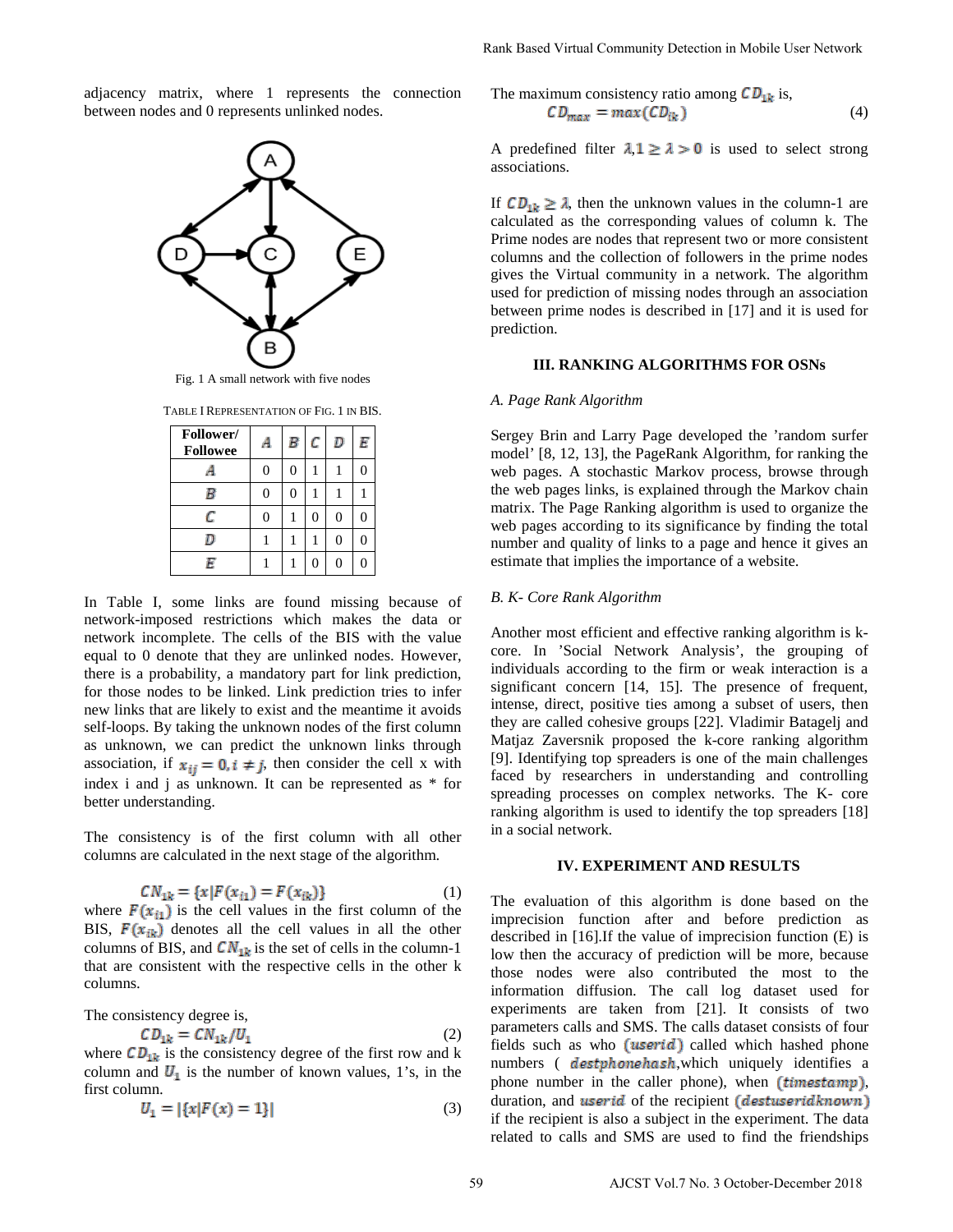adjacency matrix, where 1 represents the connection between nodes and 0 represents unlinked nodes.

Fig. 1 A small network with five nodes

TABLE I REPRESENTATION OF FIG. 1 IN BIS.

| Follower/ Followee | $A$ | $B$ | $C$ | $D$ | $E$ |
|---|---|---|---|---|---|
| $A$ | 0 | 0 | 1 | 1 | 0 |
| $B$ | 0 | 0 | 1 | 1 | 1 |
| $C$ | 0 | 1 | 0 | 0 | 0 |
| $D$ | 1 | 1 | 1 | 0 | 0 |
| $E$ | 1 | 1 | 0 | 0 | 0 |

In Table I, some links are found missing because of network-imposed restrictions which makes the data or network incomplete. The cells of the BIS with the value equal to 0 denote that they are unlinked nodes. However, there is a probability, a mandatory part for link prediction, for those nodes to be linked. Link prediction tries to infer new links that are likely to exist and the meantime it avoids self-loops. By taking the unknown nodes of the first column as unknown, we can predict the unknown links through association, if $x_{ij} = 0, i \neq j$, then consider the cell x with index i and j as unknown. It can be represented as * for better understanding.

The consistency is of the first column with all other columns are calculated in the next stage of the algorithm.

$$CN_{1k} = \{x | F(x_{i1}) = F(x_{ik})\} \quad (1)$$

where $F(x_{i1})$ is the cell values in the first column of the BIS, $F(x_{ik})$ denotes all the cell values in all the other columns of BIS, and $CN_{1k}$ is the set of cells in the column-1 that are consistent with the respective cells in the other k columns.

The consistency degree is,

$$CD_{1k} = CN_{1k}/U_1 \quad (2)$$

where $CD_{1k}$ is the consistency degree of the first row and k column and $U_1$ is the number of known values, 1's, in the first column.

$$U_1 = |\{x | F(x) = 1\}| \quad (3)$$

The maximum consistency ratio among $CD_{1k}$ is,

$$CD_{max} = max(CD_{ik}) \quad (4)$$

A predefined filter $\lambda, 1 \geq \lambda > 0$ is used to select strong associations.

If $CD_{1k} \geq \lambda$, then the unknown values in the column-1 are calculated as the corresponding values of column k. The Prime nodes are nodes that represent two or more consistent columns and the collection of followers in the prime nodes gives the Virtual community in a network. The algorithm used for prediction of missing nodes through an association between prime nodes is described in [17] and it is used for prediction.

## III. RANKING ALGORITHMS FOR OSNs

### *A. Page Rank Algorithm*

Sergey Brin and Larry Page developed the 'random surfer model' [8, 12, 13], the PageRank Algorithm, for ranking the web pages. A stochastic Markov process, browse through the web pages links, is explained through the Markov chain matrix. The Page Ranking algorithm is used to organize the web pages according to its significance by finding the total number and quality of links to a page and hence it gives an estimate that implies the importance of a website.

### *B. K- Core Rank Algorithm*

Another most efficient and effective ranking algorithm is k-core. In 'Social Network Analysis', the grouping of individuals according to the firm or weak interaction is a significant concern [14, 15]. The presence of frequent, intense, direct, positive ties among a subset of users, then they are called cohesive groups [22]. Vladimir Batagelj and Matjaz Zaversnik proposed the k-core ranking algorithm [9]. Identifying top spreaders is one of the main challenges faced by researchers in understanding and controlling spreading processes on complex networks. The K- core ranking algorithm is used to identify the top spreaders [18] in a social network.

## IV. EXPERIMENT AND RESULTS

The evaluation of this algorithm is done based on the imprecision function after and before prediction as described in [16].If the value of imprecision function (E) is low then the accuracy of prediction will be more, because those nodes were also contributed the most to the information diffusion. The call log dataset used for experiments are taken from [21]. It consists of two parameters calls and SMS. The calls dataset consists of four fields such as who $(userid)$ called which hashed phone numbers ( $destphonehash$,which uniquely identifies a phone number in the caller phone), when $(timestamp)$, duration, and $userid$ of the recipient $(destuseridknown)$ if the recipient is also a subject in the experiment. The data related to calls and SMS are used to find the friendships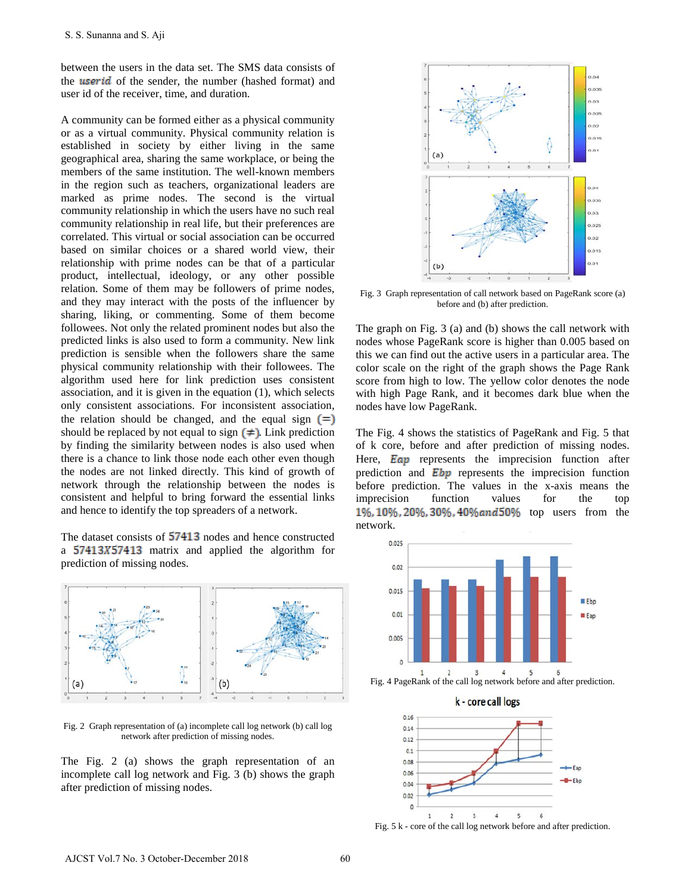between the users in the data set. The SMS data consists of the $userid$ of the sender, the number (hashed format) and user id of the receiver, time, and duration.

A community can be formed either as a physical community or as a virtual community. Physical community relation is established in society by either living in the same geographical area, sharing the same workplace, or being the members of the same institution. The well-known members in the region such as teachers, organizational leaders are marked as prime nodes. The second is the virtual community relationship in which the users have no such real community relationship in real life, but their preferences are correlated. This virtual or social association can be occurred based on similar choices or a shared world view, their relationship with prime nodes can be that of a particular product, intellectual, ideology, or any other possible relation. Some of them may be followers of prime nodes, and they may interact with the posts of the influencer by sharing, liking, or commenting. Some of them become followees. Not only the related prominent nodes but also the predicted links is also used to form a community. New link prediction is sensible when the followers share the same physical community relationship with their followees. The algorithm used here for link prediction uses consistent association, and it is given in the equation (1), which selects only consistent associations. For inconsistent association, the relation should be changed, and the equal sign $(=)$ should be replaced by not equal to sign $(\neq)$. Link prediction by finding the similarity between nodes is also used when there is a chance to link those node each other even though the nodes are not linked directly. This kind of growth of network through the relationship between the nodes is consistent and helpful to bring forward the essential links and hence to identify the top spreaders of a network.

The dataset consists of $57413$ nodes and hence constructed a $57413X57413$ matrix and applied the algorithm for prediction of missing nodes.

Fig. 2 Graph representation of (a) incomplete call log network (b) call log network after prediction of missing nodes.

The Fig. 2 (a) shows the graph representation of an incomplete call log network and Fig. 3 (b) shows the graph after prediction of missing nodes.

Fig. 3 Graph representation of call network based on PageRank score (a) before and (b) after prediction.

The graph on Fig. 3 (a) and (b) shows the call network with nodes whose PageRank score is higher than 0.005 based on this we can find out the active users in a particular area. The color scale on the right of the graph shows the Page Rank score from high to low. The yellow color denotes the node with high Page Rank, and it becomes dark blue when the nodes have low PageRank.

The Fig. 4 shows the statistics of PageRank and Fig. 5 that of k core, before and after prediction of missing nodes. Here, $Eap$ represents the imprecision function after prediction and $Ebp$ represents the imprecision function before prediction. The values in the x-axis means the imprecision function values for the top $1\%, 10\%, 20\%, 30\%, 40\% and 50\%$ top users from the network.

Fig. 4 PageRank of the call log network before and after prediction.

Fig. 5 k - core of the call log network before and after prediction.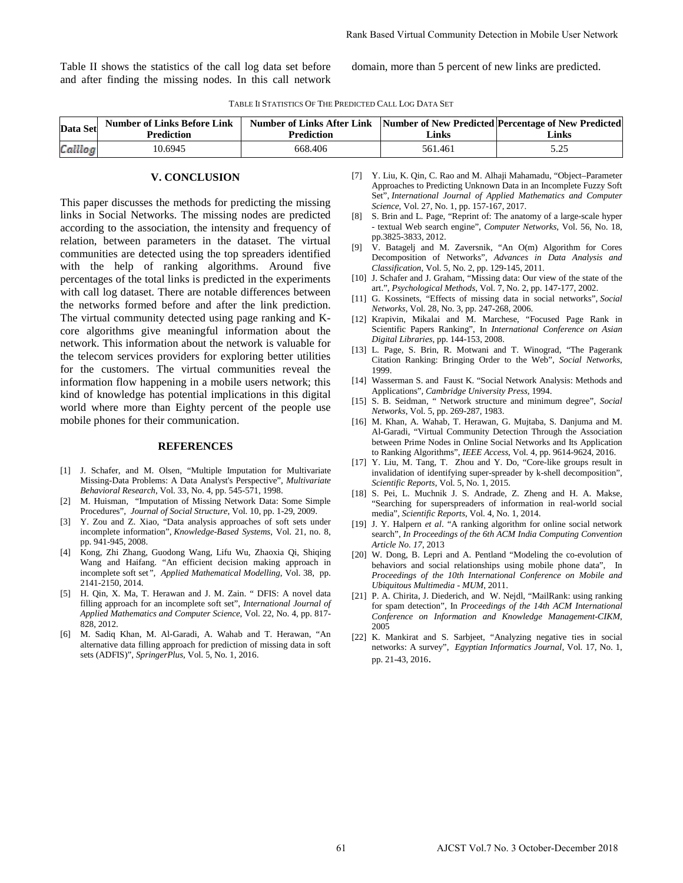Table II shows the statistics of the call log data set before and after finding the missing nodes. In this call network domain, more than 5 percent of new links are predicted.

TABLE II STATISTICS OF THE PREDICTED CALL LOG DATA SET

| Data Set | Number of Links Before Link Prediction | Number of Links After Link Prediction | Number of New Predicted Links | Percentage of New Predicted Links |
|---|---|---|---|---|
| Calllog | 10.6945 | 668.406 | 561.461 | 5.25 |

## V. CONCLUSION

This paper discusses the methods for predicting the missing links in Social Networks. The missing nodes are predicted according to the association, the intensity and frequency of relation, between parameters in the dataset. The virtual communities are detected using the top spreaders identified with the help of ranking algorithms. Around five percentages of the total links is predicted in the experiments with call log dataset. There are notable differences between the networks formed before and after the link prediction. The virtual community detected using page ranking and K-core algorithms give meaningful information about the network. This information about the network is valuable for the telecom services providers for exploring better utilities for the customers. The virtual communities reveal the information flow happening in a mobile users network; this kind of knowledge has potential implications in this digital world where more than Eighty percent of the people use mobile phones for their communication.

## REFERENCES

[1] J. Schafer, and M. Olsen, "Multiple Imputation for Multivariate Missing-Data Problems: A Data Analyst's Perspective", *Multivariate Behavioral Research*, Vol. 33, No. 4, pp. 545-571, 1998.

[2] M. Huisman, "Imputation of Missing Network Data: Some Simple Procedures", *Journal of Social Structure*, Vol. 10, pp. 1-29, 2009.

[3] Y. Zou and Z. Xiao, "Data analysis approaches of soft sets under incomplete information", *Knowledge-Based Systems*, Vol. 21, no. 8, pp. 941-945, 2008.

[4] Kong, Zhi Zhang, Guodong Wang, Lifu Wu, Zhaoxia Qi, Shiqing Wang and Haifang. "An efficient decision making approach in incomplete soft set", *Applied Mathematical Modelling*, Vol. 38, pp. 2141-2150, 2014.

[5] H. Qin, X. Ma, T. Herawan and J. M. Zain. " DFIS: A novel data filling approach for an incomplete soft set", *International Journal of Applied Mathematics and Computer Science*, Vol. 22, No. 4, pp. 817-828, 2012.

[6] M. Sadiq Khan, M. Al-Garadi, A. Wahab and T. Herawan, "An alternative data filling approach for prediction of missing data in soft sets (ADFIS)", *SpringerPlus*, Vol. 5, No. 1, 2016.

[7] Y. Liu, K. Qin, C. Rao and M. Alhaji Mahamadu, "Object–Parameter Approaches to Predicting Unknown Data in an Incomplete Fuzzy Soft Set", *International Journal of Applied Mathematics and Computer Science*, Vol. 27, No. 1, pp. 157-167, 2017.

[8] S. Brin and L. Page, "Reprint of: The anatomy of a large-scale hyper - textual Web search engine", *Computer Networks*, Vol. 56, No. 18, pp.3825-3833, 2012.

[9] V. Batagelj and M. Zaversnik, "An O(m) Algorithm for Cores Decomposition of Networks", *Advances in Data Analysis and Classification*, Vol. 5, No. 2, pp. 129-145, 2011.

[10] J. Schafer and J. Graham, "Missing data: Our view of the state of the art.", *Psychological Methods*, Vol. 7, No. 2, pp. 147-177, 2002.

[11] G. Kossinets, "Effects of missing data in social networks", *Social Networks*, Vol. 28, No. 3, pp. 247-268, 2006.

[12] Krapivin, Mikalai and M. Marchese, "Focused Page Rank in Scientific Papers Ranking", In *International Conference on Asian Digital Libraries*, pp. 144-153, 2008.

[13] L. Page, S. Brin, R. Motwani and T. Winograd, "The Pagerank Citation Ranking: Bringing Order to the Web", *Social Networks*, 1999.

[14] Wasserman S. and Faust K. "Social Network Analysis: Methods and Applications", *Cambridge University Press*, 1994.

[15] S. B. Seidman, " Network structure and minimum degree", *Social Networks*, Vol. 5, pp. 269-287, 1983.

[16] M. Khan, A. Wahab, T. Herawan, G. Mujtaba, S. Danjuma and M. Al-Garadi, "Virtual Community Detection Through the Association between Prime Nodes in Online Social Networks and Its Application to Ranking Algorithms", *IEEE Access*, Vol. 4, pp. 9614-9624, 2016.

[17] Y. Liu, M. Tang, T. Zhou and Y. Do, "Core-like groups result in invalidation of identifying super-spreader by k-shell decomposition", *Scientific Reports*, Vol. 5, No. 1, 2015.

[18] S. Pei, L. Muchnik J. S. Andrade, Z. Zheng and H. A. Makse, "Searching for superspreaders of information in real-world social media", *Scientific Reports*, Vol. 4, No. 1, 2014.

[19] J. Y. Halpern *et al*. "A ranking algorithm for online social network search", *In Proceedings of the 6th ACM India Computing Convention Article No. 17*, 2013

[20] W. Dong, B. Lepri and A. Pentland "Modeling the co-evolution of behaviors and social relationships using mobile phone data", In *Proceedings of the 10th International Conference on Mobile and Ubiquitous Multimedia - MUM*, 2011.

[21] P. A. Chirita, J. Diederich, and W. Nejdl, "MailRank: using ranking for spam detection", In *Proceedings of the 14th ACM International Conference on Information and Knowledge Management-CIKM*, 2005

[22] K. Mankirat and S. Sarbjeet, "Analyzing negative ties in social networks: A survey", *Egyptian Informatics Journal*, Vol. 17, No. 1, pp. 21-43, 2016.